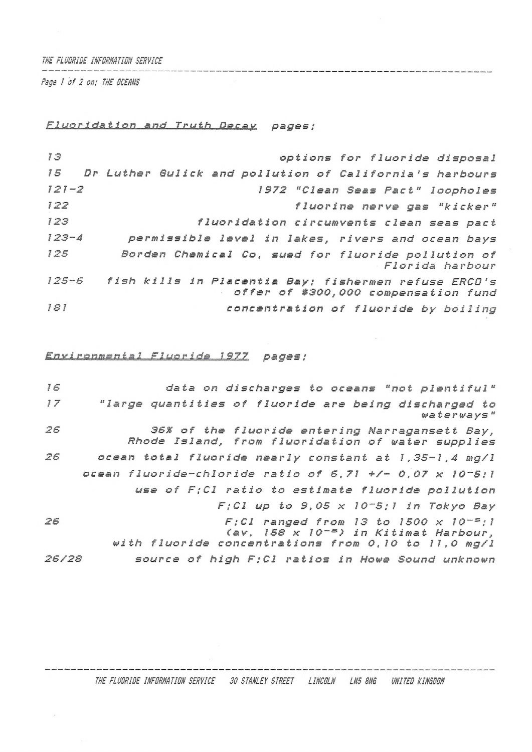*Fluoridation and Truth Decay* pages:

| | |
|---|---|
| 13 | options for fluoride disposal |
| 15 | Dr Luther Gulick and pollution of California's harbours |
| 121-2 | 1972 "Clean Seas Pact" loopholes |
| 122 | fluorine nerve gas "kicker" |
| 123 | fluoridation circumvents clean seas pact |
| 123-4 | permissible level in lakes, rivers and ocean bays |
| 125 | Borden Chemical Co. sued for fluoride pollution of Florida harbour |
| 125-6 | fish kills in Placentia Bay; fishermen refuse ERCO's offer of $300,000 compensation fund |
| 181 | concentration of fluoride by boiling |

*Environmental Fluoride 1977* pages:

| | |
|---|---|
| 16 | data on discharges to oceans "not plentiful" |
| 17 | "large quantities of fluoride are being discharged to waterways" |
| 26 | 36% of the fluoride entering Narragansett Bay, Rhode Island, from fluoridation of water supplies |
| 26 | ocean total fluoride nearly constant at 1.35-1.4 mg/l |
| | ocean fluoride-chloride ratio of $6.71 \pm 0.07 \times 10^{-5}$:1 |
| | use of F:Cl ratio to estimate fluoride pollution |
| | F:Cl up to $9.05 \times 10^{-5}$:1 in Tokyo Bay |
| 26 | F:Cl ranged from 13 to $1500 \times 10^{-5}$:1 (av. $158 \times 10^{-5}$) in Kitimat Harbour, with fluoride concentrations from 0.10 to 11.0 mg/l |
| 26/28 | source of high F:Cl ratios in Howe Sound unknown |

THE FLUORIDE INFORMATION SERVICE 30 STANLEY STREET LINCOLN LN5 8NG UNITED KINGDOM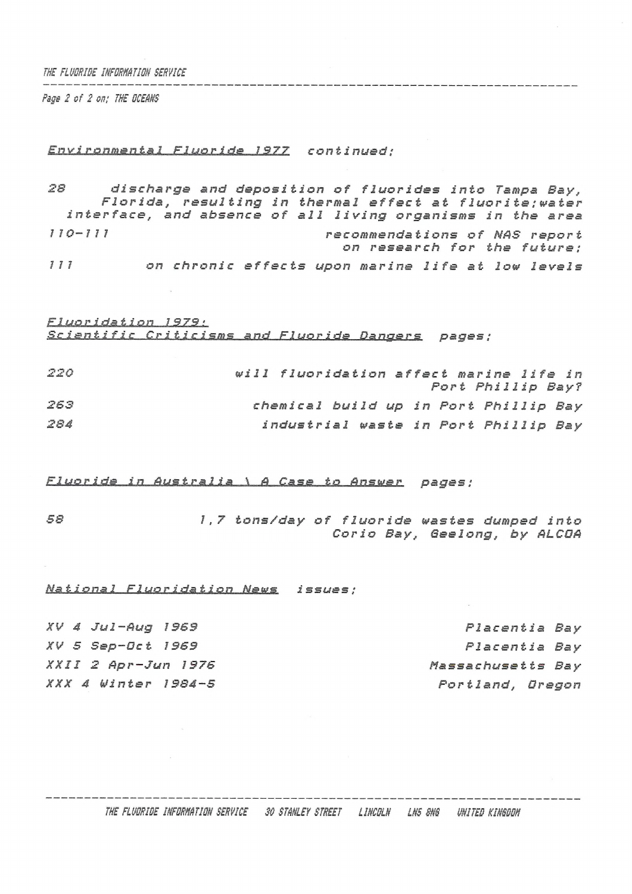Page 2 of 2 on: THE OCEANS

*Environmental Fluoride 1977* continued:

| | |
|---|---|
| 28 | discharge and deposition of fluorides into Tampa Bay, Florida, resulting in thermal effect at fluorite;water interface, and absence of all living organisms in the area |
| 110-111 | recommendations of NAS report on research for the future; |
| 111 | on chronic effects upon marine life at low levels |

*Fluoridation 1979: Scientific Criticisms and Fluoride Dangers* pages;

| | |
|---|---|
| 220 | will fluoridation affect marine life in Port Phillip Bay? |
| 263 | chemical build up in Port Phillip Bay |
| 284 | industrial waste in Port Phillip Bay |

*Fluoride in Australia \ A Case to Answer* pages;

| | |
|---|---|
| 58 | 1,7 tons/day of fluoride wastes dumped into Corio Bay, Geelong, by ALCOA |

*National Fluoridation News* issues;

| | |
|---|---|
| XV 4 Jul-Aug 1969 | Placentia Bay |
| XV 5 Sep-Oct 1969 | Placentia Bay |
| XXII 2 Apr-Jun 1976 | Massachusetts Bay |
| XXX 4 Winter 1984-5 | Portland, Oregon |

THE FLUORIDE INFORMATION SERVICE 30 STANLEY STREET LINCOLN LN5 8NG UNITED KINGDOM